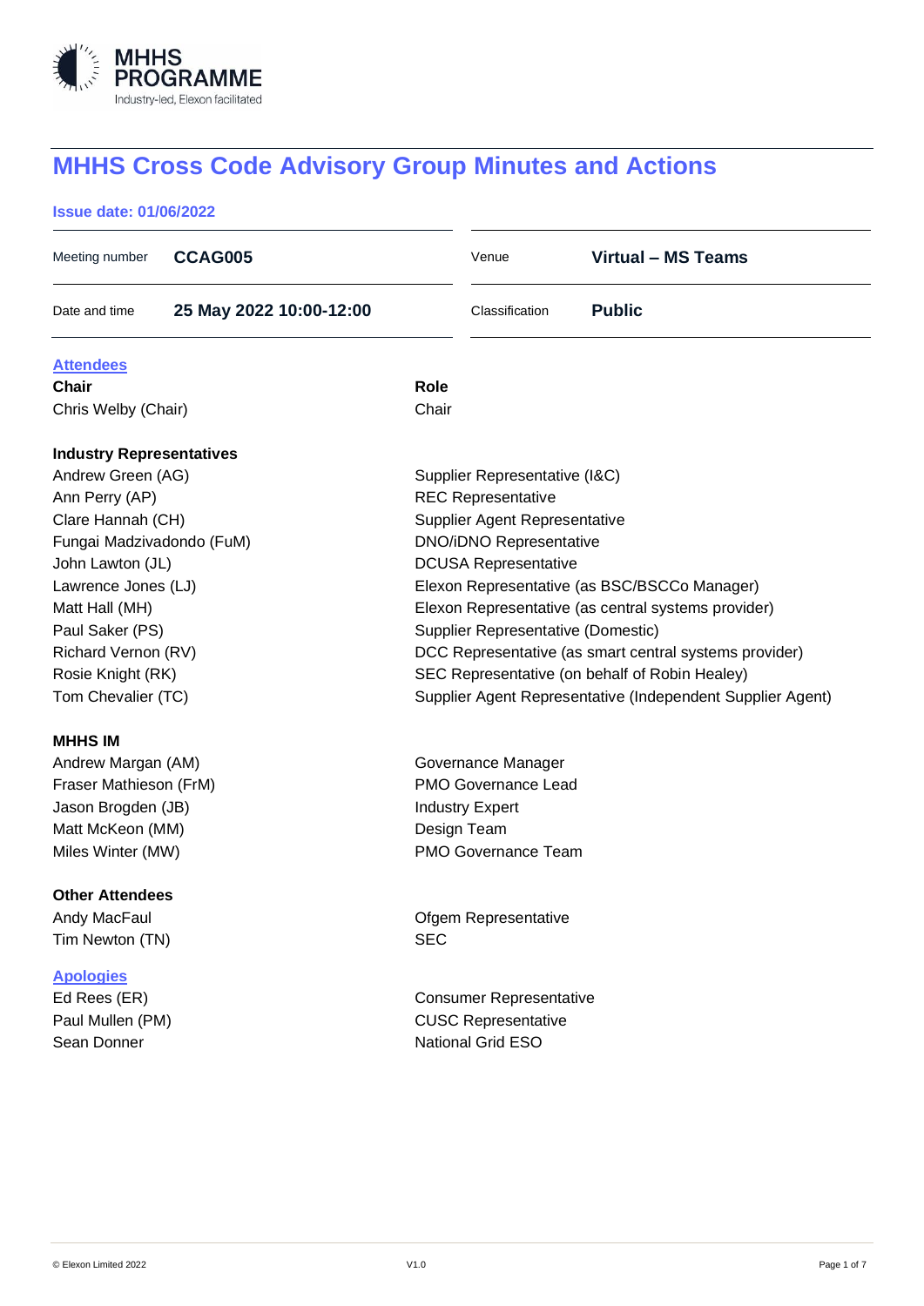# MHHS Cross Code Advisory Group Minutes and Actions

**Issue date: 01/06/2022**

| | | | |
|---|---|---|---|
| Meeting number | **CCAG005** | Venue | **Virtual – MS Teams** |
| Date and time | **25 May 2022 10:00-12:00** | Classification | **Public** |

## Attendees

| **Chair** | **Role** |
|---|---|
| Chris Welby (Chair) | Chair |
| **Industry Representatives** | |
| Andrew Green (AG) | Supplier Representative (I&C) |
| Ann Perry (AP) | REC Representative |
| Clare Hannah (CH) | Supplier Agent Representative |
| Fungai Madzivadondo (FuM) | DNO/iDNO Representative |
| John Lawton (JL) | DCUSA Representative |
| Lawrence Jones (LJ) | Elexon Representative (as BSC/BSCCo Manager) |
| Matt Hall (MH) | Elexon Representative (as central systems provider) |
| Paul Saker (PS) | Supplier Representative (Domestic) |
| Richard Vernon (RV) | DCC Representative (as smart central systems provider) |
| Rosie Knight (RK) | SEC Representative (on behalf of Robin Healey) |
| Tom Chevalier (TC) | Supplier Agent Representative (Independent Supplier Agent) |
| **MHHS IM** | |
| Andrew Margan (AM) | Governance Manager |
| Fraser Mathieson (FrM) | PMO Governance Lead |
| Jason Brogden (JB) | Industry Expert |
| Matt McKeon (MM) | Design Team |
| Miles Winter (MW) | PMO Governance Team |
| **Other Attendees** | |
| Andy MacFaul | Ofgem Representative |
| Tim Newton (TN) | SEC |

## Apologies

| | |
|---|---|
| Ed Rees (ER) | Consumer Representative |
| Paul Mullen (PM) | CUSC Representative |
| Sean Donner | National Grid ESO |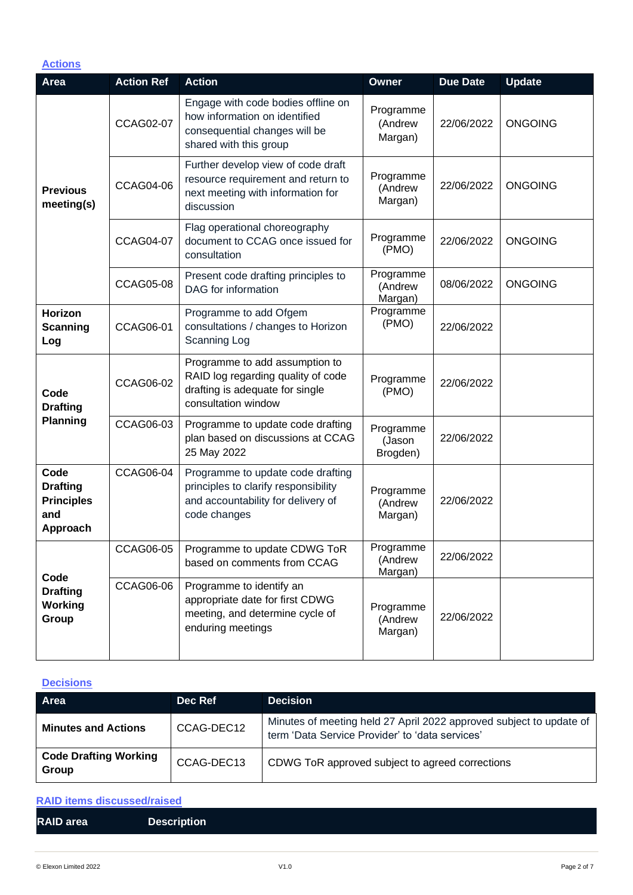## Actions

| Area | Action Ref | Action | Owner | Due Date | Update |
|---|---|---|---|---|---|
| **Previous meeting(s)** | CCAG02-07 | Engage with code bodies offline on how information on identified consequential changes will be shared with this group | Programme (Andrew Margan) | 22/06/2022 | ONGOING |
| | CCAG04-06 | Further develop view of code draft resource requirement and return to next meeting with information for discussion | Programme (Andrew Margan) | 22/06/2022 | ONGOING |
| | CCAG04-07 | Flag operational choreography document to CCAG once issued for consultation | Programme (PMO) | 22/06/2022 | ONGOING |
| | CCAG05-08 | Present code drafting principles to DAG for information | Programme (Andrew Margan) | 08/06/2022 | ONGOING |
| **Horizon Scanning Log** | CCAG06-01 | Programme to add Ofgem consultations / changes to Horizon Scanning Log | Programme (PMO) | 22/06/2022 | |
| **Code Drafting Planning** | CCAG06-02 | Programme to add assumption to RAID log regarding quality of code drafting is adequate for single consultation window | Programme (PMO) | 22/06/2022 | |
| | CCAG06-03 | Programme to update code drafting plan based on discussions at CCAG 25 May 2022 | Programme (Jason Brogden) | 22/06/2022 | |
| **Code Drafting Principles and Approach** | CCAG06-04 | Programme to update code drafting principles to clarify responsibility and accountability for delivery of code changes | Programme (Andrew Margan) | 22/06/2022 | |
| **Code Drafting Working Group** | CCAG06-05 | Programme to update CDWG ToR based on comments from CCAG | Programme (Andrew Margan) | 22/06/2022 | |
| | CCAG06-06 | Programme to identify an appropriate date for first CDWG meeting, and determine cycle of enduring meetings | Programme (Andrew Margan) | 22/06/2022 | |

## Decisions

| Area | Dec Ref | Decision |
|---|---|---|
| **Minutes and Actions** | CCAG-DEC12 | Minutes of meeting held 27 April 2022 approved subject to update of term 'Data Service Provider' to 'data services' |
| **Code Drafting Working Group** | CCAG-DEC13 | CDWG ToR approved subject to agreed corrections |

## RAID items discussed/raised

| RAID area | Description |
|---|---|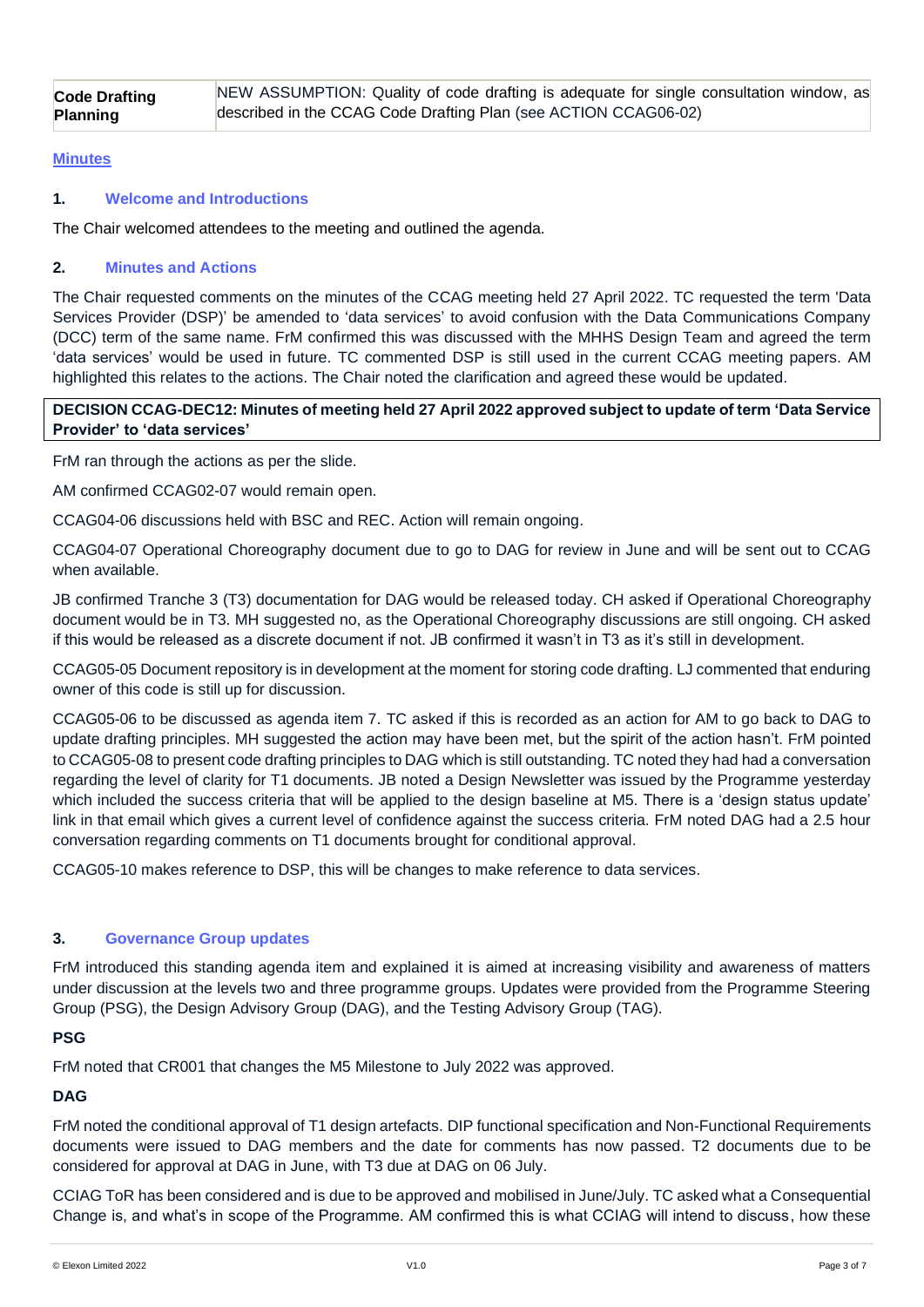| Code Drafting Planning | NEW ASSUMPTION: Quality of code drafting is adequate for single consultation window, as described in the CCAG Code Drafting Plan (see ACTION CCAG06-02) |
|---|---|

## Minutes

### 1. Welcome and Introductions

The Chair welcomed attendees to the meeting and outlined the agenda.

### 2. Minutes and Actions

The Chair requested comments on the minutes of the CCAG meeting held 27 April 2022. TC requested the term 'Data Services Provider (DSP)' be amended to 'data services' to avoid confusion with the Data Communications Company (DCC) term of the same name. FrM confirmed this was discussed with the MHHS Design Team and agreed the term 'data services' would be used in future. TC commented DSP is still used in the current CCAG meeting papers. AM highlighted this relates to the actions. The Chair noted the clarification and agreed these would be updated.

**DECISION CCAG-DEC12: Minutes of meeting held 27 April 2022 approved subject to update of term 'Data Service Provider' to 'data services'**

FrM ran through the actions as per the slide.

AM confirmed CCAG02-07 would remain open.

CCAG04-06 discussions held with BSC and REC. Action will remain ongoing.

CCAG04-07 Operational Choreography document due to go to DAG for review in June and will be sent out to CCAG when available.

JB confirmed Tranche 3 (T3) documentation for DAG would be released today. CH asked if Operational Choreography document would be in T3. MH suggested no, as the Operational Choreography discussions are still ongoing. CH asked if this would be released as a discrete document if not. JB confirmed it wasn't in T3 as it's still in development.

CCAG05-05 Document repository is in development at the moment for storing code drafting. LJ commented that enduring owner of this code is still up for discussion.

CCAG05-06 to be discussed as agenda item 7. TC asked if this is recorded as an action for AM to go back to DAG to update drafting principles. MH suggested the action may have been met, but the spirit of the action hasn't. FrM pointed to CCAG05-08 to present code drafting principles to DAG which is still outstanding. TC noted they had had a conversation regarding the level of clarity for T1 documents. JB noted a Design Newsletter was issued by the Programme yesterday which included the success criteria that will be applied to the design baseline at M5. There is a 'design status update' link in that email which gives a current level of confidence against the success criteria. FrM noted DAG had a 2.5 hour conversation regarding comments on T1 documents brought for conditional approval.

CCAG05-10 makes reference to DSP, this will be changes to make reference to data services.

### 3. Governance Group updates

FrM introduced this standing agenda item and explained it is aimed at increasing visibility and awareness of matters under discussion at the levels two and three programme groups. Updates were provided from the Programme Steering Group (PSG), the Design Advisory Group (DAG), and the Testing Advisory Group (TAG).

**PSG**

FrM noted that CR001 that changes the M5 Milestone to July 2022 was approved.

**DAG**

FrM noted the conditional approval of T1 design artefacts. DIP functional specification and Non-Functional Requirements documents were issued to DAG members and the date for comments has now passed. T2 documents due to be considered for approval at DAG in June, with T3 due at DAG on 06 July.

CCIAG ToR has been considered and is due to be approved and mobilised in June/July. TC asked what a Consequential Change is, and what's in scope of the Programme. AM confirmed this is what CCIAG will intend to discuss, how these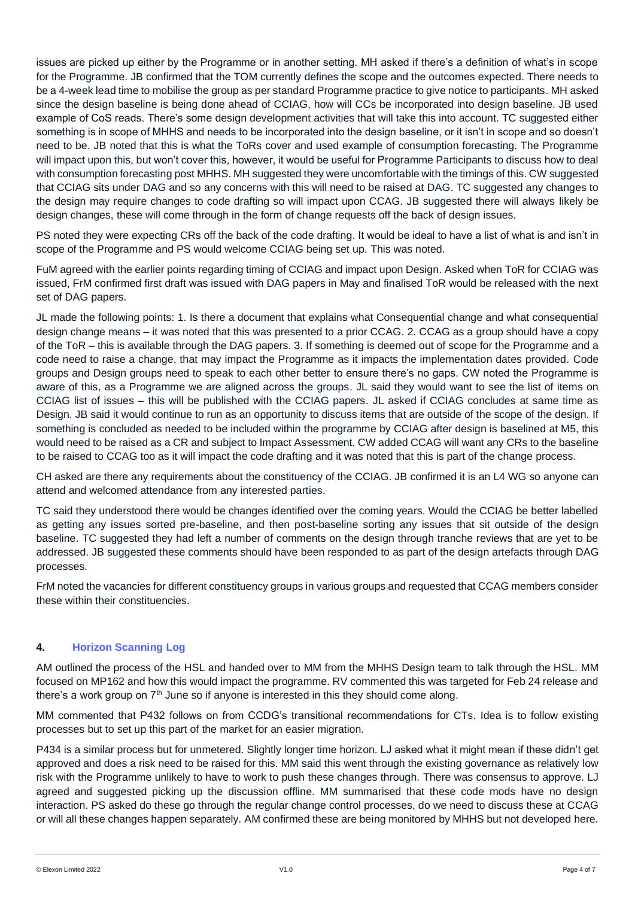issues are picked up either by the Programme or in another setting. MH asked if there's a definition of what's in scope for the Programme. JB confirmed that the TOM currently defines the scope and the outcomes expected. There needs to be a 4-week lead time to mobilise the group as per standard Programme practice to give notice to participants. MH asked since the design baseline is being done ahead of CCIAG, how will CCs be incorporated into design baseline. JB used example of CoS reads. There's some design development activities that will take this into account. TC suggested either something is in scope of MHHS and needs to be incorporated into the design baseline, or it isn't in scope and so doesn't need to be. JB noted that this is what the ToRs cover and used example of consumption forecasting. The Programme will impact upon this, but won't cover this, however, it would be useful for Programme Participants to discuss how to deal with consumption forecasting post MHHS. MH suggested they were uncomfortable with the timings of this. CW suggested that CCIAG sits under DAG and so any concerns with this will need to be raised at DAG. TC suggested any changes to the design may require changes to code drafting so will impact upon CCAG. JB suggested there will always likely be design changes, these will come through in the form of change requests off the back of design issues.

PS noted they were expecting CRs off the back of the code drafting. It would be ideal to have a list of what is and isn't in scope of the Programme and PS would welcome CCIAG being set up. This was noted.

FuM agreed with the earlier points regarding timing of CCIAG and impact upon Design. Asked when ToR for CCIAG was issued, FrM confirmed first draft was issued with DAG papers in May and finalised ToR would be released with the next set of DAG papers.

JL made the following points: 1. Is there a document that explains what Consequential change and what consequential design change means – it was noted that this was presented to a prior CCAG. 2. CCAG as a group should have a copy of the ToR – this is available through the DAG papers. 3. If something is deemed out of scope for the Programme and a code need to raise a change, that may impact the Programme as it impacts the implementation dates provided. Code groups and Design groups need to speak to each other better to ensure there's no gaps. CW noted the Programme is aware of this, as a Programme we are aligned across the groups. JL said they would want to see the list of items on CCIAG list of issues – this will be published with the CCIAG papers. JL asked if CCIAG concludes at same time as Design. JB said it would continue to run as an opportunity to discuss items that are outside of the scope of the design. If something is concluded as needed to be included within the programme by CCIAG after design is baselined at M5, this would need to be raised as a CR and subject to Impact Assessment. CW added CCAG will want any CRs to the baseline to be raised to CCAG too as it will impact the code drafting and it was noted that this is part of the change process.

CH asked are there any requirements about the constituency of the CCIAG. JB confirmed it is an L4 WG so anyone can attend and welcomed attendance from any interested parties.

TC said they understood there would be changes identified over the coming years. Would the CCIAG be better labelled as getting any issues sorted pre-baseline, and then post-baseline sorting any issues that sit outside of the design baseline. TC suggested they had left a number of comments on the design through tranche reviews that are yet to be addressed. JB suggested these comments should have been responded to as part of the design artefacts through DAG processes.

FrM noted the vacancies for different constituency groups in various groups and requested that CCAG members consider these within their constituencies.

## 4. Horizon Scanning Log

AM outlined the process of the HSL and handed over to MM from the MHHS Design team to talk through the HSL. MM focused on MP162 and how this would impact the programme. RV commented this was targeted for Feb 24 release and there's a work group on 7th June so if anyone is interested in this they should come along.

MM commented that P432 follows on from CCDG's transitional recommendations for CTs. Idea is to follow existing processes but to set up this part of the market for an easier migration.

P434 is a similar process but for unmetered. Slightly longer time horizon. LJ asked what it might mean if these didn't get approved and does a risk need to be raised for this. MM said this went through the existing governance as relatively low risk with the Programme unlikely to have to work to push these changes through. There was consensus to approve. LJ agreed and suggested picking up the discussion offline. MM summarised that these code mods have no design interaction. PS asked do these go through the regular change control processes, do we need to discuss these at CCAG or will all these changes happen separately. AM confirmed these are being monitored by MHHS but not developed here.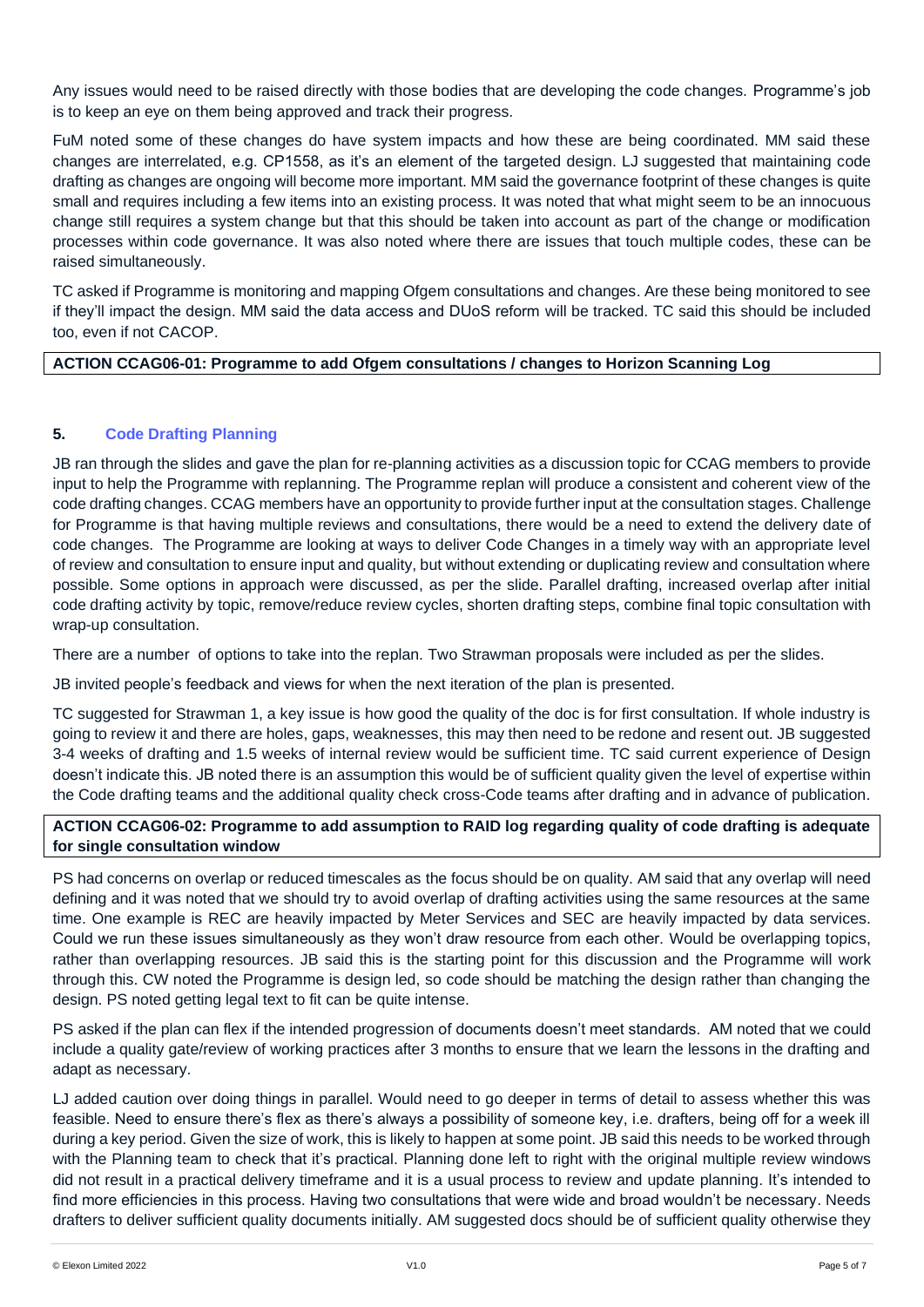Any issues would need to be raised directly with those bodies that are developing the code changes. Programme's job is to keep an eye on them being approved and track their progress.

FuM noted some of these changes do have system impacts and how these are being coordinated. MM said these changes are interrelated, e.g. CP1558, as it's an element of the targeted design. LJ suggested that maintaining code drafting as changes are ongoing will become more important. MM said the governance footprint of these changes is quite small and requires including a few items into an existing process. It was noted that what might seem to be an innocuous change still requires a system change but that this should be taken into account as part of the change or modification processes within code governance. It was also noted where there are issues that touch multiple codes, these can be raised simultaneously.

TC asked if Programme is monitoring and mapping Ofgem consultations and changes. Are these being monitored to see if they'll impact the design. MM said the data access and DUoS reform will be tracked. TC said this should be included too, even if not CACOP.

**ACTION CCAG06-01: Programme to add Ofgem consultations / changes to Horizon Scanning Log**

## 5. Code Drafting Planning

JB ran through the slides and gave the plan for re-planning activities as a discussion topic for CCAG members to provide input to help the Programme with replanning. The Programme replan will produce a consistent and coherent view of the code drafting changes. CCAG members have an opportunity to provide further input at the consultation stages. Challenge for Programme is that having multiple reviews and consultations, there would be a need to extend the delivery date of code changes. The Programme are looking at ways to deliver Code Changes in a timely way with an appropriate level of review and consultation to ensure input and quality, but without extending or duplicating review and consultation where possible. Some options in approach were discussed, as per the slide. Parallel drafting, increased overlap after initial code drafting activity by topic, remove/reduce review cycles, shorten drafting steps, combine final topic consultation with wrap-up consultation.

There are a number of options to take into the replan. Two Strawman proposals were included as per the slides.

JB invited people's feedback and views for when the next iteration of the plan is presented.

TC suggested for Strawman 1, a key issue is how good the quality of the doc is for first consultation. If whole industry is going to review it and there are holes, gaps, weaknesses, this may then need to be redone and resent out. JB suggested 3-4 weeks of drafting and 1.5 weeks of internal review would be sufficient time. TC said current experience of Design doesn't indicate this. JB noted there is an assumption this would be of sufficient quality given the level of expertise within the Code drafting teams and the additional quality check cross-Code teams after drafting and in advance of publication.

**ACTION CCAG06-02: Programme to add assumption to RAID log regarding quality of code drafting is adequate for single consultation window**

PS had concerns on overlap or reduced timescales as the focus should be on quality. AM said that any overlap will need defining and it was noted that we should try to avoid overlap of drafting activities using the same resources at the same time. One example is REC are heavily impacted by Meter Services and SEC are heavily impacted by data services. Could we run these issues simultaneously as they won't draw resource from each other. Would be overlapping topics, rather than overlapping resources. JB said this is the starting point for this discussion and the Programme will work through this. CW noted the Programme is design led, so code should be matching the design rather than changing the design. PS noted getting legal text to fit can be quite intense.

PS asked if the plan can flex if the intended progression of documents doesn't meet standards. AM noted that we could include a quality gate/review of working practices after 3 months to ensure that we learn the lessons in the drafting and adapt as necessary.

LJ added caution over doing things in parallel. Would need to go deeper in terms of detail to assess whether this was feasible. Need to ensure there's flex as there's always a possibility of someone key, i.e. drafters, being off for a week ill during a key period. Given the size of work, this is likely to happen at some point. JB said this needs to be worked through with the Planning team to check that it's practical. Planning done left to right with the original multiple review windows did not result in a practical delivery timeframe and it is a usual process to review and update planning. It's intended to find more efficiencies in this process. Having two consultations that were wide and broad wouldn't be necessary. Needs drafters to deliver sufficient quality documents initially. AM suggested docs should be of sufficient quality otherwise they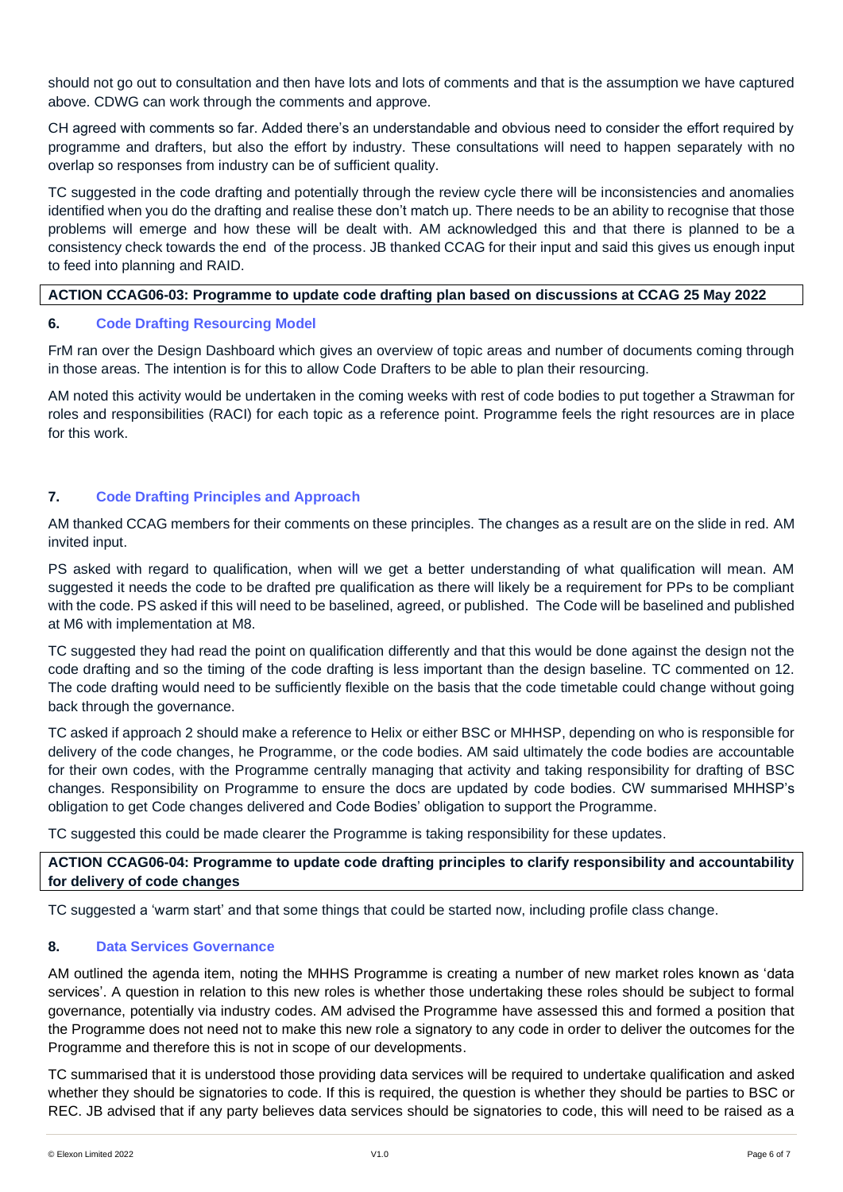should not go out to consultation and then have lots and lots of comments and that is the assumption we have captured above. CDWG can work through the comments and approve.

CH agreed with comments so far. Added there's an understandable and obvious need to consider the effort required by programme and drafters, but also the effort by industry. These consultations will need to happen separately with no overlap so responses from industry can be of sufficient quality.

TC suggested in the code drafting and potentially through the review cycle there will be inconsistencies and anomalies identified when you do the drafting and realise these don't match up. There needs to be an ability to recognise that those problems will emerge and how these will be dealt with. AM acknowledged this and that there is planned to be a consistency check towards the end of the process. JB thanked CCAG for their input and said this gives us enough input to feed into planning and RAID.

**ACTION CCAG06-03: Programme to update code drafting plan based on discussions at CCAG 25 May 2022**

### 6. Code Drafting Resourcing Model

FrM ran over the Design Dashboard which gives an overview of topic areas and number of documents coming through in those areas. The intention is for this to allow Code Drafters to be able to plan their resourcing.

AM noted this activity would be undertaken in the coming weeks with rest of code bodies to put together a Strawman for roles and responsibilities (RACI) for each topic as a reference point. Programme feels the right resources are in place for this work.

### 7. Code Drafting Principles and Approach

AM thanked CCAG members for their comments on these principles. The changes as a result are on the slide in red. AM invited input.

PS asked with regard to qualification, when will we get a better understanding of what qualification will mean. AM suggested it needs the code to be drafted pre qualification as there will likely be a requirement for PPs to be compliant with the code. PS asked if this will need to be baselined, agreed, or published. The Code will be baselined and published at M6 with implementation at M8.

TC suggested they had read the point on qualification differently and that this would be done against the design not the code drafting and so the timing of the code drafting is less important than the design baseline. TC commented on 12. The code drafting would need to be sufficiently flexible on the basis that the code timetable could change without going back through the governance.

TC asked if approach 2 should make a reference to Helix or either BSC or MHHSP, depending on who is responsible for delivery of the code changes, he Programme, or the code bodies. AM said ultimately the code bodies are accountable for their own codes, with the Programme centrally managing that activity and taking responsibility for drafting of BSC changes. Responsibility on Programme to ensure the docs are updated by code bodies. CW summarised MHHSP's obligation to get Code changes delivered and Code Bodies' obligation to support the Programme.

TC suggested this could be made clearer the Programme is taking responsibility for these updates.

**ACTION CCAG06-04: Programme to update code drafting principles to clarify responsibility and accountability for delivery of code changes**

TC suggested a 'warm start' and that some things that could be started now, including profile class change.

### 8. Data Services Governance

AM outlined the agenda item, noting the MHHS Programme is creating a number of new market roles known as 'data services'. A question in relation to this new roles is whether those undertaking these roles should be subject to formal governance, potentially via industry codes. AM advised the Programme have assessed this and formed a position that the Programme does not need not to make this new role a signatory to any code in order to deliver the outcomes for the Programme and therefore this is not in scope of our developments.

TC summarised that it is understood those providing data services will be required to undertake qualification and asked whether they should be signatories to code. If this is required, the question is whether they should be parties to BSC or REC. JB advised that if any party believes data services should be signatories to code, this will need to be raised as a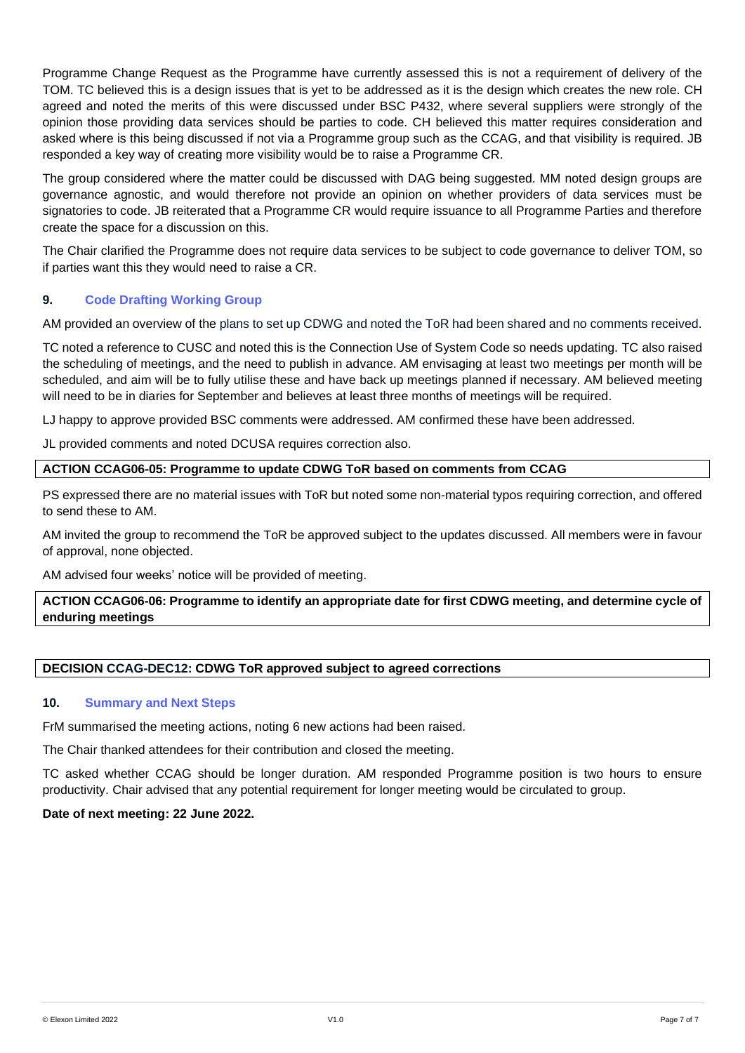Programme Change Request as the Programme have currently assessed this is not a requirement of delivery of the TOM. TC believed this is a design issues that is yet to be addressed as it is the design which creates the new role. CH agreed and noted the merits of this were discussed under BSC P432, where several suppliers were strongly of the opinion those providing data services should be parties to code. CH believed this matter requires consideration and asked where is this being discussed if not via a Programme group such as the CCAG, and that visibility is required. JB responded a key way of creating more visibility would be to raise a Programme CR.

The group considered where the matter could be discussed with DAG being suggested. MM noted design groups are governance agnostic, and would therefore not provide an opinion on whether providers of data services must be signatories to code. JB reiterated that a Programme CR would require issuance to all Programme Parties and therefore create the space for a discussion on this.

The Chair clarified the Programme does not require data services to be subject to code governance to deliver TOM, so if parties want this they would need to raise a CR.

## 9. Code Drafting Working Group

AM provided an overview of the plans to set up CDWG and noted the ToR had been shared and no comments received.

TC noted a reference to CUSC and noted this is the Connection Use of System Code so needs updating. TC also raised the scheduling of meetings, and the need to publish in advance. AM envisaging at least two meetings per month will be scheduled, and aim will be to fully utilise these and have back up meetings planned if necessary. AM believed meeting will need to be in diaries for September and believes at least three months of meetings will be required.

LJ happy to approve provided BSC comments were addressed. AM confirmed these have been addressed.

JL provided comments and noted DCUSA requires correction also.

**ACTION CCAG06-05: Programme to update CDWG ToR based on comments from CCAG**

PS expressed there are no material issues with ToR but noted some non-material typos requiring correction, and offered to send these to AM.

AM invited the group to recommend the ToR be approved subject to the updates discussed. All members were in favour of approval, none objected.

AM advised four weeks' notice will be provided of meeting.

**ACTION CCAG06-06: Programme to identify an appropriate date for first CDWG meeting, and determine cycle of enduring meetings**

**DECISION CCAG-DEC12: CDWG ToR approved subject to agreed corrections**

## 10. Summary and Next Steps

FrM summarised the meeting actions, noting 6 new actions had been raised.

The Chair thanked attendees for their contribution and closed the meeting.

TC asked whether CCAG should be longer duration. AM responded Programme position is two hours to ensure productivity. Chair advised that any potential requirement for longer meeting would be circulated to group.

**Date of next meeting: 22 June 2022.**